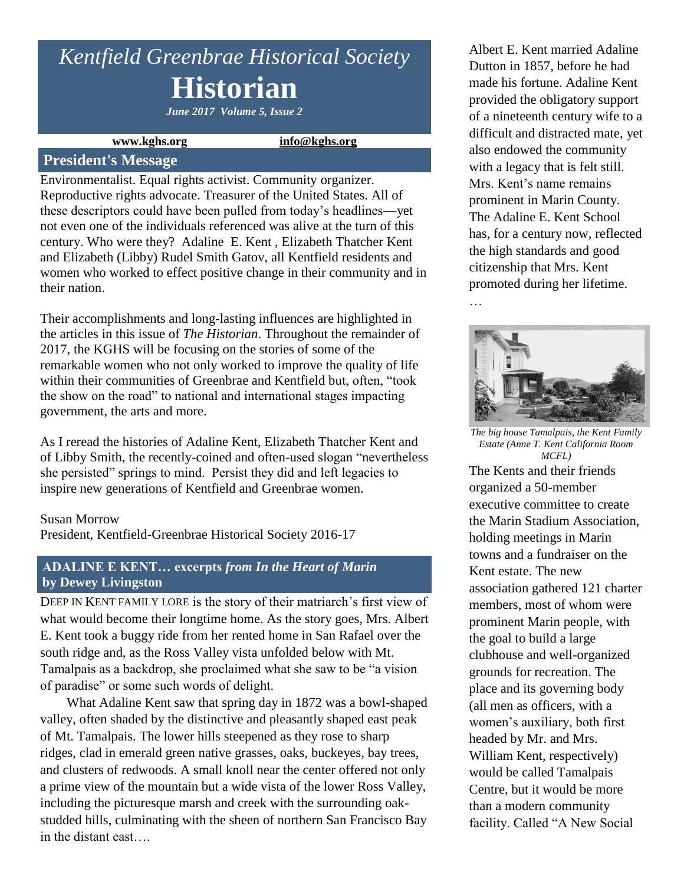# *Kentfield Greenbrae Historical Society*

# Historian

***June 2017 Volume 5, Issue 2***

**www.kghs.org** **info@kghs.org**

## President's Message

Environmentalist. Equal rights activist. Community organizer. Reproductive rights advocate. Treasurer of the United States. All of these descriptors could have been pulled from today's headlines—yet not even one of the individuals referenced was alive at the turn of this century. Who were they? Adaline E. Kent , Elizabeth Thatcher Kent and Elizabeth (Libby) Rudel Smith Gatov, all Kentfield residents and women who worked to effect positive change in their community and in their nation.

Their accomplishments and long-lasting influences are highlighted in the articles in this issue of *The Historian*. Throughout the remainder of 2017, the KGHS will be focusing on the stories of some of the remarkable women who not only worked to improve the quality of life within their communities of Greenbrae and Kentfield but, often, "took the show on the road" to national and international stages impacting government, the arts and more.

As I reread the histories of Adaline Kent, Elizabeth Thatcher Kent and of Libby Smith, the recently-coined and often-used slogan "nevertheless she persisted" springs to mind. Persist they did and left legacies to inspire new generations of Kentfield and Greenbrae women.

Susan Morrow
President, Kentfield-Greenbrae Historical Society 2016-17

## ADALINE E KENT… excerpts *from In the Heart of Marin* by Dewey Livingston

DEEP IN KENT FAMILY LORE is the story of their matriarch's first view of what would become their longtime home. As the story goes, Mrs. Albert E. Kent took a buggy ride from her rented home in San Rafael over the south ridge and, as the Ross Valley vista unfolded below with Mt. Tamalpais as a backdrop, she proclaimed what she saw to be "a vision of paradise" or some such words of delight.

What Adaline Kent saw that spring day in 1872 was a bowl-shaped valley, often shaded by the distinctive and pleasantly shaped east peak of Mt. Tamalpais. The lower hills steepened as they rose to sharp ridges, clad in emerald green native grasses, oaks, buckeyes, bay trees, and clusters of redwoods. A small knoll near the center offered not only a prime view of the mountain but a wide vista of the lower Ross Valley, including the picturesque marsh and creek with the surrounding oak-studded hills, culminating with the sheen of northern San Francisco Bay in the distant east….

Albert E. Kent married Adaline Dutton in 1857, before he had made his fortune. Adaline Kent provided the obligatory support of a nineteenth century wife to a difficult and distracted mate, yet also endowed the community with a legacy that is felt still. Mrs. Kent's name remains prominent in Marin County. The Adaline E. Kent School has, for a century now, reflected the high standards and good citizenship that Mrs. Kent promoted during her lifetime.

…

*The big house Tamalpais, the Kent Family Estate (Anne T. Kent California Room MCFL)*

The Kents and their friends organized a 50-member executive committee to create the Marin Stadium Association, holding meetings in Marin towns and a fundraiser on the Kent estate. The new association gathered 121 charter members, most of whom were prominent Marin people, with the goal to build a large clubhouse and well-organized grounds for recreation. The place and its governing body (all men as officers, with a women's auxiliary, both first headed by Mr. and Mrs. William Kent, respectively) would be called Tamalpais Centre, but it would be more than a modern community facility. Called "A New Social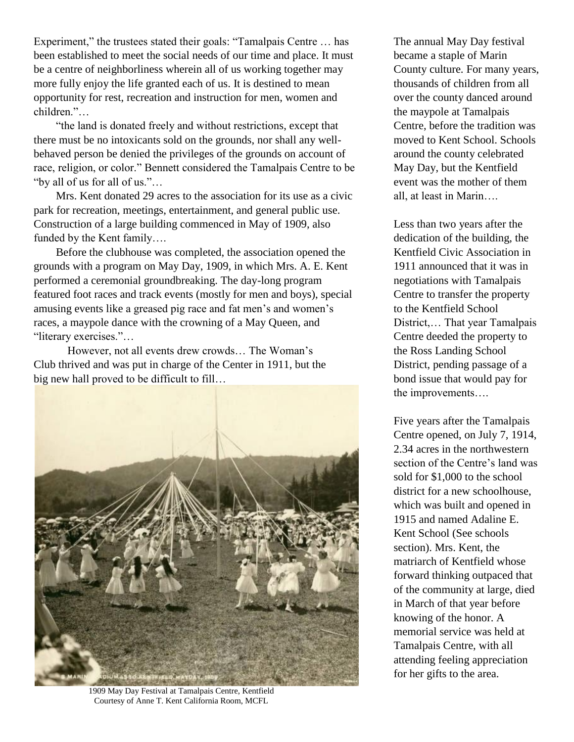Experiment," the trustees stated their goals: "Tamalpais Centre … has been established to meet the social needs of our time and place. It must be a centre of neighborliness wherein all of us working together may more fully enjoy the life granted each of us. It is destined to mean opportunity for rest, recreation and instruction for men, women and children."…

"the land is donated freely and without restrictions, except that there must be no intoxicants sold on the grounds, nor shall any well-behaved person be denied the privileges of the grounds on account of race, religion, or color." Bennett considered the Tamalpais Centre to be "by all of us for all of us."…

Mrs. Kent donated 29 acres to the association for its use as a civic park for recreation, meetings, entertainment, and general public use. Construction of a large building commenced in May of 1909, also funded by the Kent family….

Before the clubhouse was completed, the association opened the grounds with a program on May Day, 1909, in which Mrs. A. E. Kent performed a ceremonial groundbreaking. The day-long program featured foot races and track events (mostly for men and boys), special amusing events like a greased pig race and fat men's and women's races, a maypole dance with the crowning of a May Queen, and "literary exercises."…

However, not all events drew crowds… The Woman's Club thrived and was put in charge of the Center in 1911, but the big new hall proved to be difficult to fill…

1909 May Day Festival at Tamalpais Centre, Kentfield
Courtesy of Anne T. Kent California Room, MCFL

The annual May Day festival became a staple of Marin County culture. For many years, thousands of children from all over the county danced around the maypole at Tamalpais Centre, before the tradition was moved to Kent School. Schools around the county celebrated May Day, but the Kentfield event was the mother of them all, at least in Marin….

Less than two years after the dedication of the building, the Kentfield Civic Association in 1911 announced that it was in negotiations with Tamalpais Centre to transfer the property to the Kentfield School District,… That year Tamalpais Centre deeded the property to the Ross Landing School District, pending passage of a bond issue that would pay for the improvements….

Five years after the Tamalpais Centre opened, on July 7, 1914, 2.34 acres in the northwestern section of the Centre's land was sold for $1,000 to the school district for a new schoolhouse, which was built and opened in 1915 and named Adaline E. Kent School (See schools section). Mrs. Kent, the matriarch of Kentfield whose forward thinking outpaced that of the community at large, died in March of that year before knowing of the honor. A memorial service was held at Tamalpais Centre, with all attending feeling appreciation for her gifts to the area.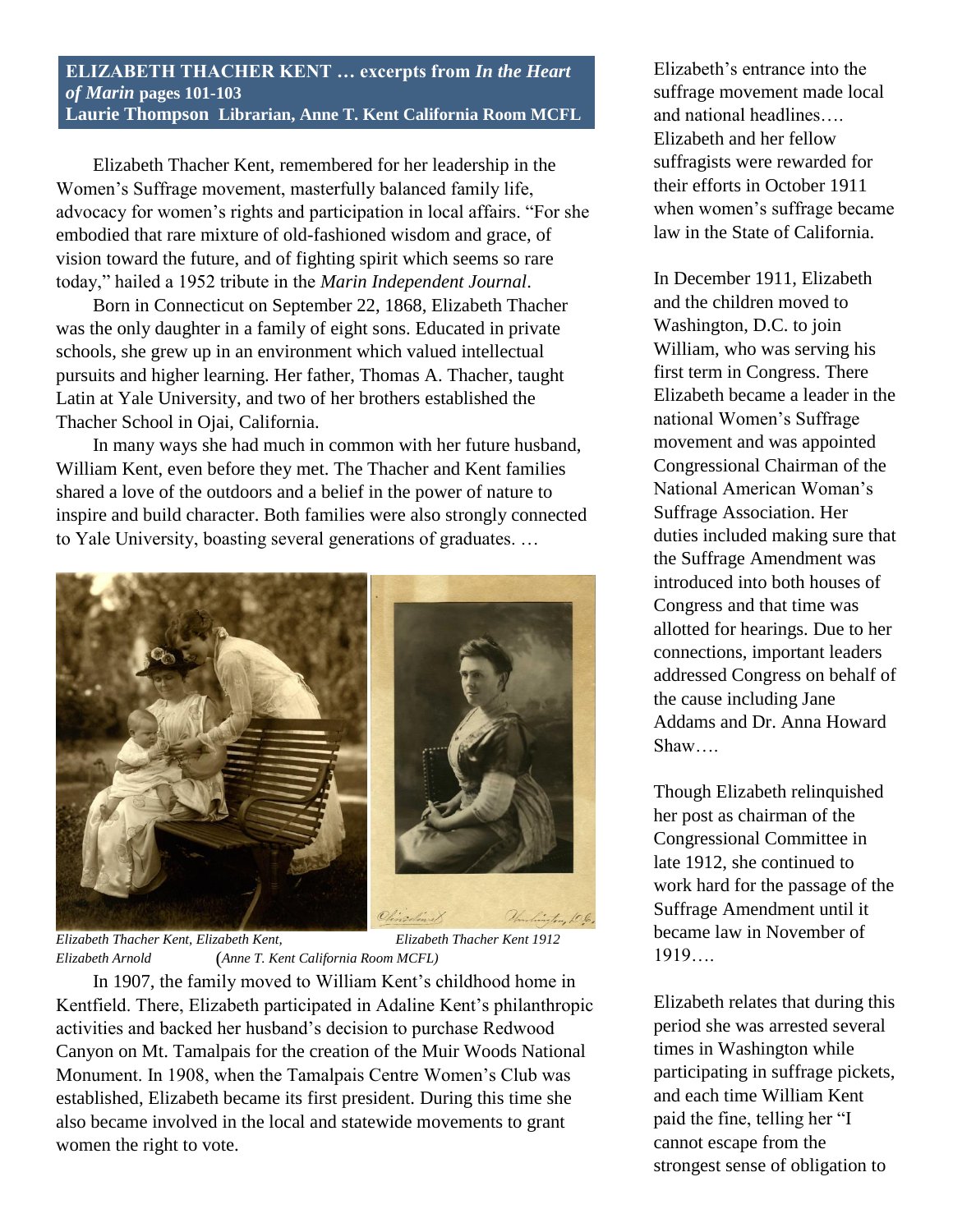**ELIZABETH THACHER KENT … excerpts from *In the Heart of Marin* pages 101-103**
**Laurie Thompson Librarian, Anne T. Kent California Room MCFL**

Elizabeth Thacher Kent, remembered for her leadership in the Women's Suffrage movement, masterfully balanced family life, advocacy for women's rights and participation in local affairs. "For she embodied that rare mixture of old-fashioned wisdom and grace, of vision toward the future, and of fighting spirit which seems so rare today," hailed a 1952 tribute in the *Marin Independent Journal*.

Born in Connecticut on September 22, 1868, Elizabeth Thacher was the only daughter in a family of eight sons. Educated in private schools, she grew up in an environment which valued intellectual pursuits and higher learning. Her father, Thomas A. Thacher, taught Latin at Yale University, and two of her brothers established the Thacher School in Ojai, California.

In many ways she had much in common with her future husband, William Kent, even before they met. The Thacher and Kent families shared a love of the outdoors and a belief in the power of nature to inspire and build character. Both families were also strongly connected to Yale University, boasting several generations of graduates. …

*Elizabeth Thacher Kent, Elizabeth Kent, Elizabeth Arnold* *Elizabeth Thacher Kent 1912* (*Anne T. Kent California Room MCFL)*

In 1907, the family moved to William Kent's childhood home in Kentfield. There, Elizabeth participated in Adaline Kent's philanthropic activities and backed her husband's decision to purchase Redwood Canyon on Mt. Tamalpais for the creation of the Muir Woods National Monument. In 1908, when the Tamalpais Centre Women's Club was established, Elizabeth became its first president. During this time she also became involved in the local and statewide movements to grant women the right to vote.

Elizabeth's entrance into the suffrage movement made local and national headlines…. Elizabeth and her fellow suffragists were rewarded for their efforts in October 1911 when women's suffrage became law in the State of California.

In December 1911, Elizabeth and the children moved to Washington, D.C. to join William, who was serving his first term in Congress. There Elizabeth became a leader in the national Women's Suffrage movement and was appointed Congressional Chairman of the National American Woman's Suffrage Association. Her duties included making sure that the Suffrage Amendment was introduced into both houses of Congress and that time was allotted for hearings. Due to her connections, important leaders addressed Congress on behalf of the cause including Jane Addams and Dr. Anna Howard Shaw….

Though Elizabeth relinquished her post as chairman of the Congressional Committee in late 1912, she continued to work hard for the passage of the Suffrage Amendment until it became law in November of 1919….

Elizabeth relates that during this period she was arrested several times in Washington while participating in suffrage pickets, and each time William Kent paid the fine, telling her "I cannot escape from the strongest sense of obligation to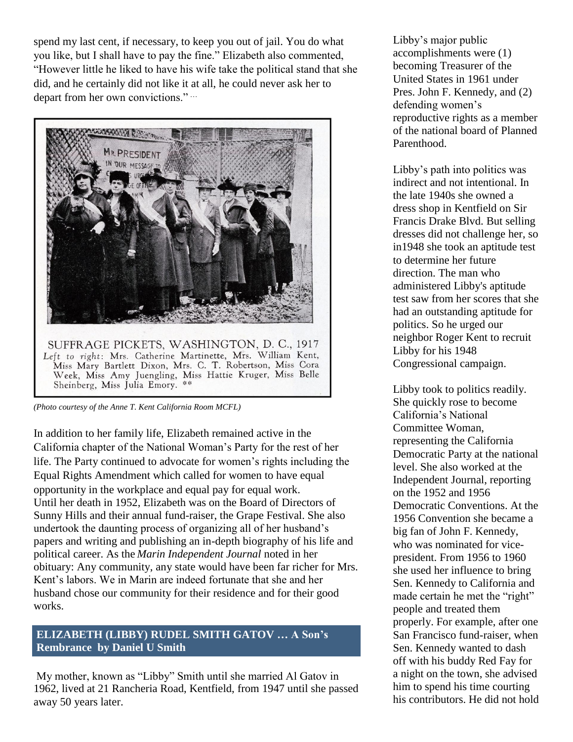spend my last cent, if necessary, to keep you out of jail. You do what you like, but I shall have to pay the fine." Elizabeth also commented, "However little he liked to have his wife take the political stand that she did, and he certainly did not like it at all, he could never ask her to depart from her own convictions." ...

SUFFRAGE PICKETS, WASHINGTON, D. C., 1917
*Left to right*: Mrs. Catherine Martinette, Mrs. William Kent, Miss Mary Bartlett Dixon, Mrs. C. T. Robertson, Miss Cora Week, Miss Amy Juengling, Miss Hattie Kruger, Miss Belle Sheinberg, Miss Julia Emory. **

*(Photo courtesy of the Anne T. Kent California Room MCFL)*

In addition to her family life, Elizabeth remained active in the California chapter of the National Woman's Party for the rest of her life. The Party continued to advocate for women's rights including the Equal Rights Amendment which called for women to have equal opportunity in the workplace and equal pay for equal work. Until her death in 1952, Elizabeth was on the Board of Directors of Sunny Hills and their annual fund-raiser, the Grape Festival. She also undertook the daunting process of organizing all of her husband's papers and writing and publishing an in-depth biography of his life and political career. As the *Marin Independent Journal* noted in her obituary: Any community, any state would have been far richer for Mrs. Kent's labors. We in Marin are indeed fortunate that she and her husband chose our community for their residence and for their good works.

## ELIZABETH (LIBBY) RUDEL SMITH GATOV … A Son's Rembrance by Daniel U Smith

My mother, known as "Libby" Smith until she married Al Gatov in 1962, lived at 21 Rancheria Road, Kentfield, from 1947 until she passed away 50 years later.

Libby's major public accomplishments were (1) becoming Treasurer of the United States in 1961 under Pres. John F. Kennedy, and (2) defending women's reproductive rights as a member of the national board of Planned Parenthood.

Libby's path into politics was indirect and not intentional. In the late 1940s she owned a dress shop in Kentfield on Sir Francis Drake Blvd. But selling dresses did not challenge her, so in1948 she took an aptitude test to determine her future direction. The man who administered Libby's aptitude test saw from her scores that she had an outstanding aptitude for politics. So he urged our neighbor Roger Kent to recruit Libby for his 1948 Congressional campaign.

Libby took to politics readily. She quickly rose to become California's National Committee Woman, representing the California Democratic Party at the national level. She also worked at the Independent Journal, reporting on the 1952 and 1956 Democratic Conventions. At the 1956 Convention she became a big fan of John F. Kennedy, who was nominated for vice-president. From 1956 to 1960 she used her influence to bring Sen. Kennedy to California and made certain he met the "right" people and treated them properly. For example, after one San Francisco fund-raiser, when Sen. Kennedy wanted to dash off with his buddy Red Fay for a night on the town, she advised him to spend his time courting his contributors. He did not hold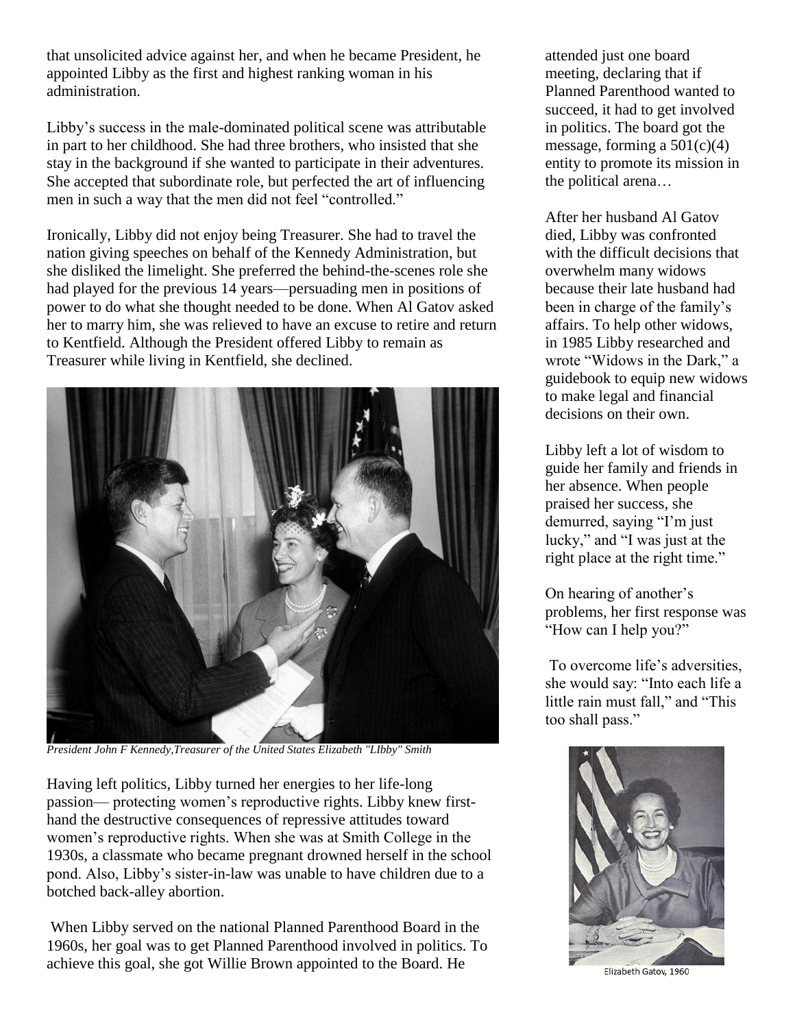that unsolicited advice against her, and when he became President, he appointed Libby as the first and highest ranking woman in his administration.

Libby's success in the male-dominated political scene was attributable in part to her childhood. She had three brothers, who insisted that she stay in the background if she wanted to participate in their adventures. She accepted that subordinate role, but perfected the art of influencing men in such a way that the men did not feel "controlled."

Ironically, Libby did not enjoy being Treasurer. She had to travel the nation giving speeches on behalf of the Kennedy Administration, but she disliked the limelight. She preferred the behind-the-scenes role she had played for the previous 14 years—persuading men in positions of power to do what she thought needed to be done. When Al Gatov asked her to marry him, she was relieved to have an excuse to retire and return to Kentfield. Although the President offered Libby to remain as Treasurer while living in Kentfield, she declined.

*President John F Kennedy,Treasurer of the United States Elizabeth "LIbby" Smith*

Having left politics, Libby turned her energies to her life-long passion— protecting women's reproductive rights. Libby knew first-hand the destructive consequences of repressive attitudes toward women's reproductive rights. When she was at Smith College in the 1930s, a classmate who became pregnant drowned herself in the school pond. Also, Libby's sister-in-law was unable to have children due to a botched back-alley abortion.

When Libby served on the national Planned Parenthood Board in the 1960s, her goal was to get Planned Parenthood involved in politics. To achieve this goal, she got Willie Brown appointed to the Board. He attended just one board meeting, declaring that if Planned Parenthood wanted to succeed, it had to get involved in politics. The board got the message, forming a 501(c)(4) entity to promote its mission in the political arena…

After her husband Al Gatov died, Libby was confronted with the difficult decisions that overwhelm many widows because their late husband had been in charge of the family's affairs. To help other widows, in 1985 Libby researched and wrote "Widows in the Dark," a guidebook to equip new widows to make legal and financial decisions on their own.

Libby left a lot of wisdom to guide her family and friends in her absence. When people praised her success, she demurred, saying "I'm just lucky," and "I was just at the right place at the right time."

On hearing of another's problems, her first response was "How can I help you?"

To overcome life's adversities, she would say: "Into each life a little rain must fall," and "This too shall pass."

Elizabeth Gatov, 1960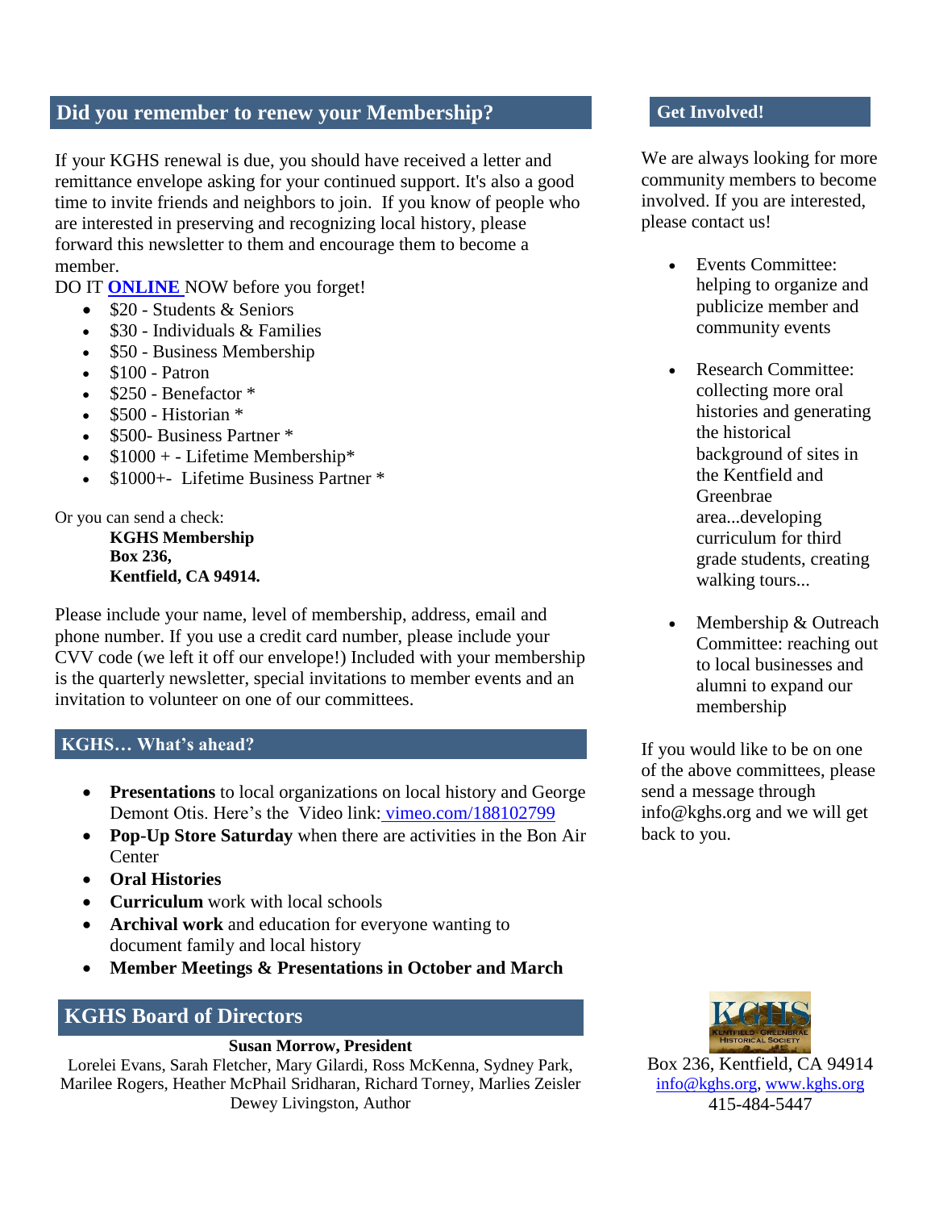## Did you remember to renew your Membership?

If your KGHS renewal is due, you should have received a letter and remittance envelope asking for your continued support. It's also a good time to invite friends and neighbors to join. If you know of people who are interested in preserving and recognizing local history, please forward this newsletter to them and encourage them to become a member.

DO IT **ONLINE** NOW before you forget!

- $20 - Students & Seniors
- $30 - Individuals & Families
- $50 - Business Membership
- $100 - Patron
- $250 - Benefactor *
- $500 - Historian *
- $500- Business Partner *
- $1000 + - Lifetime Membership*
- $1000+- Lifetime Business Partner *

Or you can send a check:

**KGHS Membership**
**Box 236,**
**Kentfield, CA 94914.**

Please include your name, level of membership, address, email and phone number. If you use a credit card number, please include your CVV code (we left it off our envelope!) Included with your membership is the quarterly newsletter, special invitations to member events and an invitation to volunteer on one of our committees.

## KGHS… What's ahead?

- **Presentations** to local organizations on local history and George Demont Otis. Here's the Video link: vimeo.com/188102799
- **Pop-Up Store Saturday** when there are activities in the Bon Air Center
- **Oral Histories**
- **Curriculum** work with local schools
- **Archival work** and education for everyone wanting to document family and local history
- **Member Meetings & Presentations in October and March**

## KGHS Board of Directors

**Susan Morrow, President**
Lorelei Evans, Sarah Fletcher, Mary Gilardi, Ross McKenna, Sydney Park, Marilee Rogers, Heather McPhail Sridharan, Richard Torney, Marlies Zeisler
Dewey Livingston, Author

## Get Involved!

We are always looking for more community members to become involved. If you are interested, please contact us!

- Events Committee: helping to organize and publicize member and community events
- Research Committee: collecting more oral histories and generating the historical background of sites in the Kentfield and Greenbrae area...developing curriculum for third grade students, creating walking tours...
- Membership & Outreach Committee: reaching out to local businesses and alumni to expand our membership

If you would like to be on one of the above committees, please send a message through info@kghs.org and we will get back to you.

KGHS Kentfield-Greenbrae Historical Society

Box 236, Kentfield, CA 94914
info@kghs.org, www.kghs.org
415-484-5447